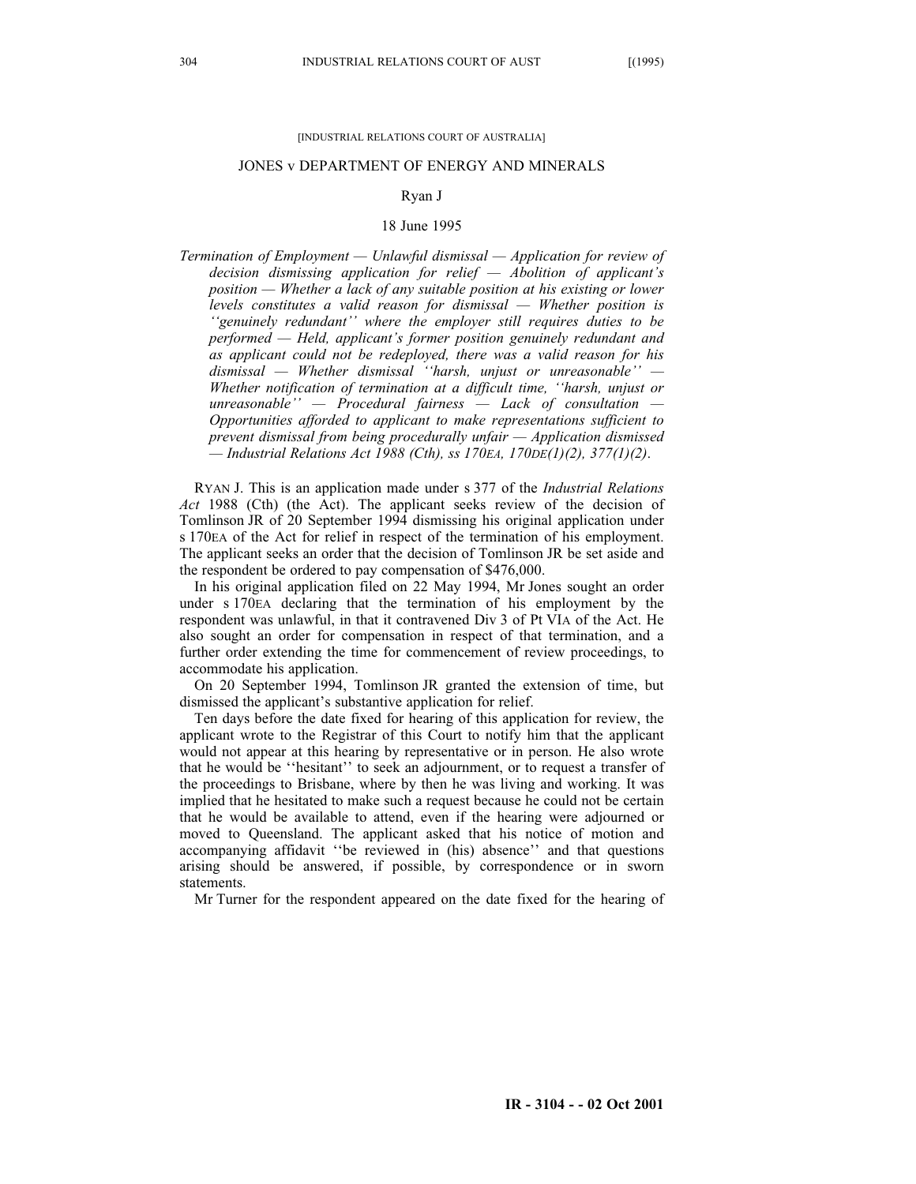[INDUSTRIAL RELATIONS COURT OF AUSTRALIA]

# JONES v DEPARTMENT OF ENERGY AND MINERALS

Ryan J

18 June 1995

*Termination of Employment — Unlawful dismissal — Application for review of decision dismissing application for relief — Abolition of applicant's position — Whether a lack of any suitable position at his existing or lower levels constitutes a valid reason for dismissal — Whether position is ''genuinely redundant'' where the employer still requires duties to be performed — Held, applicant's former position genuinely redundant and as applicant could not be redeployed, there was a valid reason for his dismissal — Whether dismissal ''harsh, unjust or unreasonable'' — Whether notification of termination at a difficult time, ''harsh, unjust or unreasonable'' — Procedural fairness — Lack of consultation — Opportunities afforded to applicant to make representations sufficient to prevent dismissal from being procedurally unfair — Application dismissed — Industrial Relations Act 1988 (Cth), ss 170EA, 170DE(1)(2), 377(1)(2).*

RYAN J. This is an application made under s 377 of the *Industrial Relations Act* 1988 (Cth) (the Act). The applicant seeks review of the decision of Tomlinson JR of 20 September 1994 dismissing his original application under s 170EA of the Act for relief in respect of the termination of his employment. The applicant seeks an order that the decision of Tomlinson JR be set aside and the respondent be ordered to pay compensation of $476,000.

In his original application filed on 22 May 1994, Mr Jones sought an order under s 170EA declaring that the termination of his employment by the respondent was unlawful, in that it contravened Div 3 of Pt VIA of the Act. He also sought an order for compensation in respect of that termination, and a further order extending the time for commencement of review proceedings, to accommodate his application.

On 20 September 1994, Tomlinson JR granted the extension of time, but dismissed the applicant's substantive application for relief.

Ten days before the date fixed for hearing of this application for review, the applicant wrote to the Registrar of this Court to notify him that the applicant would not appear at this hearing by representative or in person. He also wrote that he would be ''hesitant'' to seek an adjournment, or to request a transfer of the proceedings to Brisbane, where by then he was living and working. It was implied that he hesitated to make such a request because he could not be certain that he would be available to attend, even if the hearing were adjourned or moved to Queensland. The applicant asked that his notice of motion and accompanying affidavit ''be reviewed in (his) absence'' and that questions arising should be answered, if possible, by correspondence or in sworn statements.

Mr Turner for the respondent appeared on the date fixed for the hearing of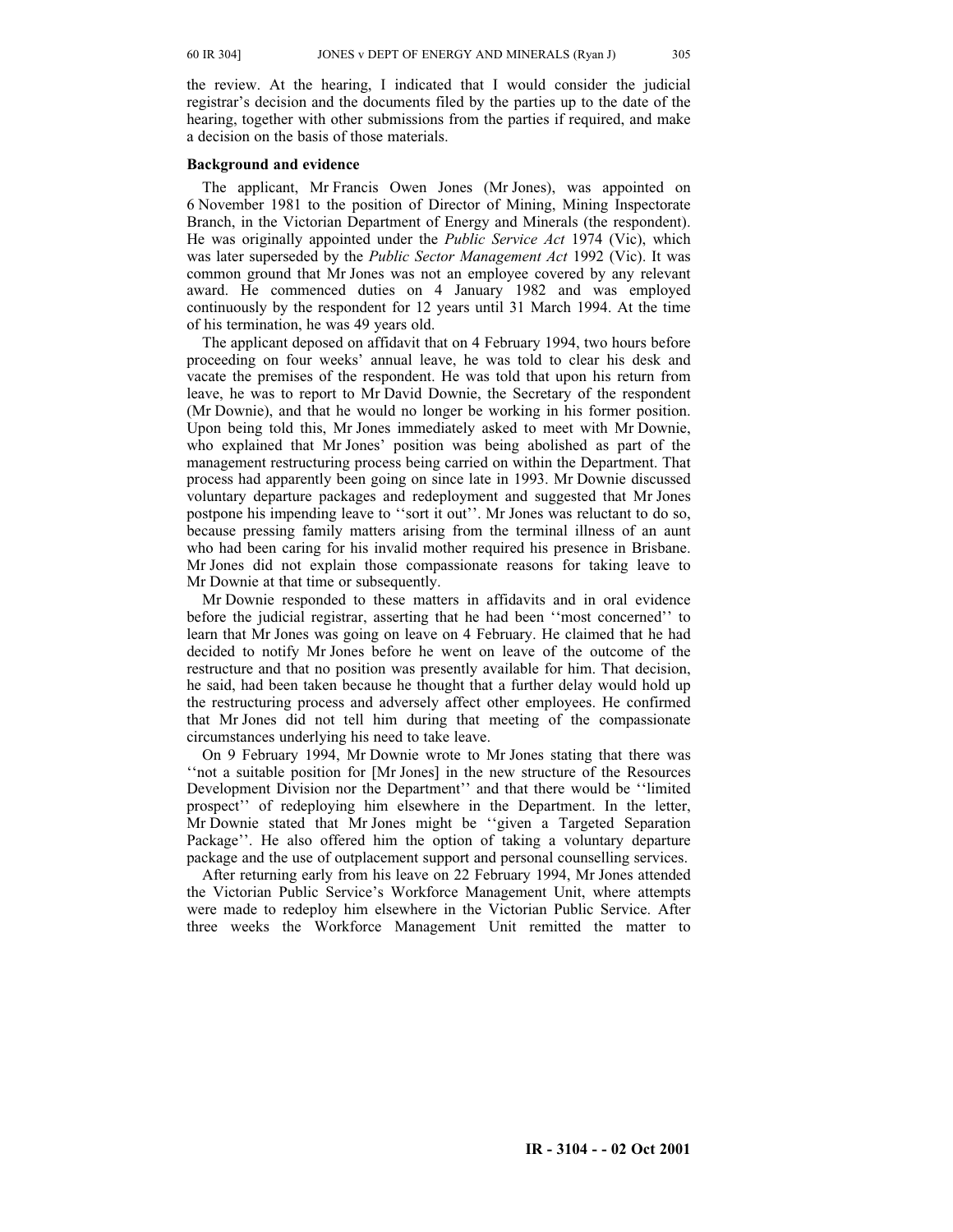the review. At the hearing, I indicated that I would consider the judicial registrar's decision and the documents filed by the parties up to the date of the hearing, together with other submissions from the parties if required, and make a decision on the basis of those materials.

**Background and evidence**

The applicant, Mr Francis Owen Jones (Mr Jones), was appointed on 6 November 1981 to the position of Director of Mining, Mining Inspectorate Branch, in the Victorian Department of Energy and Minerals (the respondent). He was originally appointed under the *Public Service Act* 1974 (Vic), which was later superseded by the *Public Sector Management Act* 1992 (Vic). It was common ground that Mr Jones was not an employee covered by any relevant award. He commenced duties on 4 January 1982 and was employed continuously by the respondent for 12 years until 31 March 1994. At the time of his termination, he was 49 years old.

The applicant deposed on affidavit that on 4 February 1994, two hours before proceeding on four weeks' annual leave, he was told to clear his desk and vacate the premises of the respondent. He was told that upon his return from leave, he was to report to Mr David Downie, the Secretary of the respondent (Mr Downie), and that he would no longer be working in his former position. Upon being told this, Mr Jones immediately asked to meet with Mr Downie, who explained that Mr Jones' position was being abolished as part of the management restructuring process being carried on within the Department. That process had apparently been going on since late in 1993. Mr Downie discussed voluntary departure packages and redeployment and suggested that Mr Jones postpone his impending leave to ''sort it out''. Mr Jones was reluctant to do so, because pressing family matters arising from the terminal illness of an aunt who had been caring for his invalid mother required his presence in Brisbane. Mr Jones did not explain those compassionate reasons for taking leave to Mr Downie at that time or subsequently.

Mr Downie responded to these matters in affidavits and in oral evidence before the judicial registrar, asserting that he had been ''most concerned'' to learn that Mr Jones was going on leave on 4 February. He claimed that he had decided to notify Mr Jones before he went on leave of the outcome of the restructure and that no position was presently available for him. That decision, he said, had been taken because he thought that a further delay would hold up the restructuring process and adversely affect other employees. He confirmed that Mr Jones did not tell him during that meeting of the compassionate circumstances underlying his need to take leave.

On 9 February 1994, Mr Downie wrote to Mr Jones stating that there was ''not a suitable position for [Mr Jones] in the new structure of the Resources Development Division nor the Department'' and that there would be ''limited prospect'' of redeploying him elsewhere in the Department. In the letter, Mr Downie stated that Mr Jones might be ''given a Targeted Separation Package''. He also offered him the option of taking a voluntary departure package and the use of outplacement support and personal counselling services.

After returning early from his leave on 22 February 1994, Mr Jones attended the Victorian Public Service's Workforce Management Unit, where attempts were made to redeploy him elsewhere in the Victorian Public Service. After three weeks the Workforce Management Unit remitted the matter to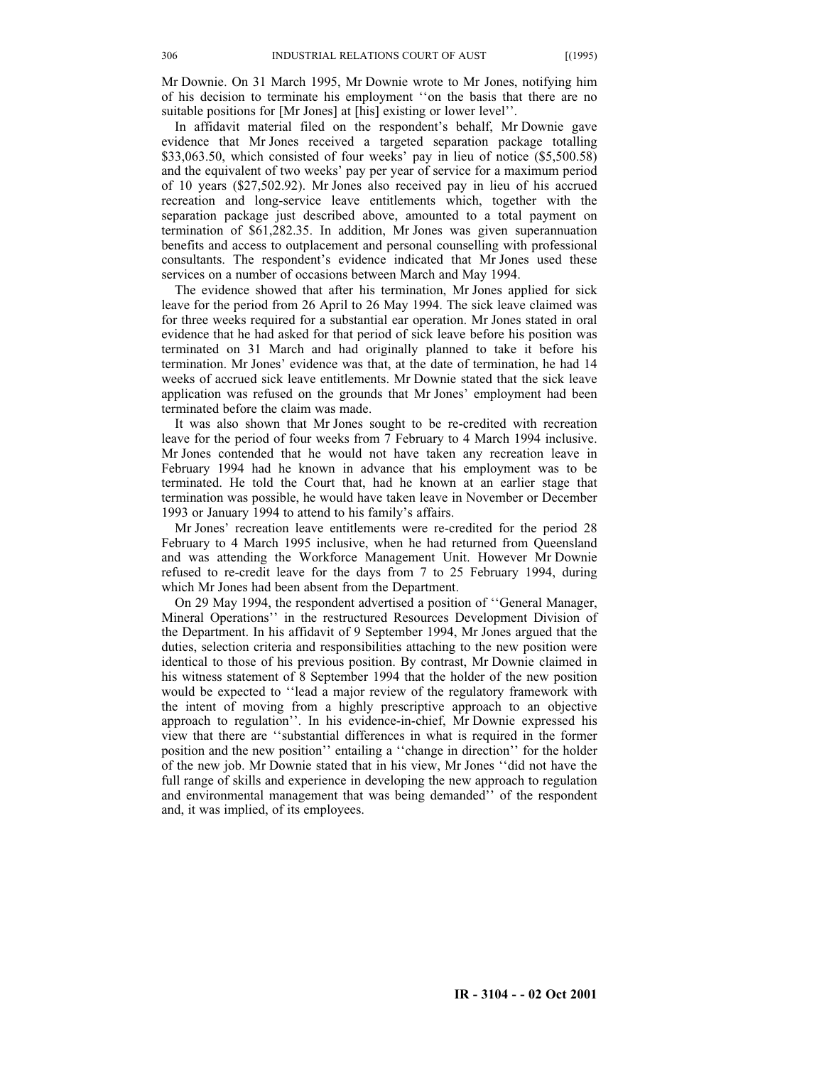Mr Downie. On 31 March 1995, Mr Downie wrote to Mr Jones, notifying him of his decision to terminate his employment ''on the basis that there are no suitable positions for [Mr Jones] at [his] existing or lower level''.

In affidavit material filed on the respondent's behalf, Mr Downie gave evidence that Mr Jones received a targeted separation package totalling $33,063.50, which consisted of four weeks' pay in lieu of notice ($5,500.58) and the equivalent of two weeks' pay per year of service for a maximum period of 10 years ($27,502.92). Mr Jones also received pay in lieu of his accrued recreation and long-service leave entitlements which, together with the separation package just described above, amounted to a total payment on termination of $61,282.35. In addition, Mr Jones was given superannuation benefits and access to outplacement and personal counselling with professional consultants. The respondent's evidence indicated that Mr Jones used these services on a number of occasions between March and May 1994.

The evidence showed that after his termination, Mr Jones applied for sick leave for the period from 26 April to 26 May 1994. The sick leave claimed was for three weeks required for a substantial ear operation. Mr Jones stated in oral evidence that he had asked for that period of sick leave before his position was terminated on 31 March and had originally planned to take it before his termination. Mr Jones' evidence was that, at the date of termination, he had 14 weeks of accrued sick leave entitlements. Mr Downie stated that the sick leave application was refused on the grounds that Mr Jones' employment had been terminated before the claim was made.

It was also shown that Mr Jones sought to be re-credited with recreation leave for the period of four weeks from 7 February to 4 March 1994 inclusive. Mr Jones contended that he would not have taken any recreation leave in February 1994 had he known in advance that his employment was to be terminated. He told the Court that, had he known at an earlier stage that termination was possible, he would have taken leave in November or December 1993 or January 1994 to attend to his family's affairs.

Mr Jones' recreation leave entitlements were re-credited for the period 28 February to 4 March 1995 inclusive, when he had returned from Queensland and was attending the Workforce Management Unit. However Mr Downie refused to re-credit leave for the days from 7 to 25 February 1994, during which Mr Jones had been absent from the Department.

On 29 May 1994, the respondent advertised a position of ''General Manager, Mineral Operations'' in the restructured Resources Development Division of the Department. In his affidavit of 9 September 1994, Mr Jones argued that the duties, selection criteria and responsibilities attaching to the new position were identical to those of his previous position. By contrast, Mr Downie claimed in his witness statement of 8 September 1994 that the holder of the new position would be expected to ''lead a major review of the regulatory framework with the intent of moving from a highly prescriptive approach to an objective approach to regulation''. In his evidence-in-chief, Mr Downie expressed his view that there are ''substantial differences in what is required in the former position and the new position'' entailing a ''change in direction'' for the holder of the new job. Mr Downie stated that in his view, Mr Jones ''did not have the full range of skills and experience in developing the new approach to regulation and environmental management that was being demanded'' of the respondent and, it was implied, of its employees.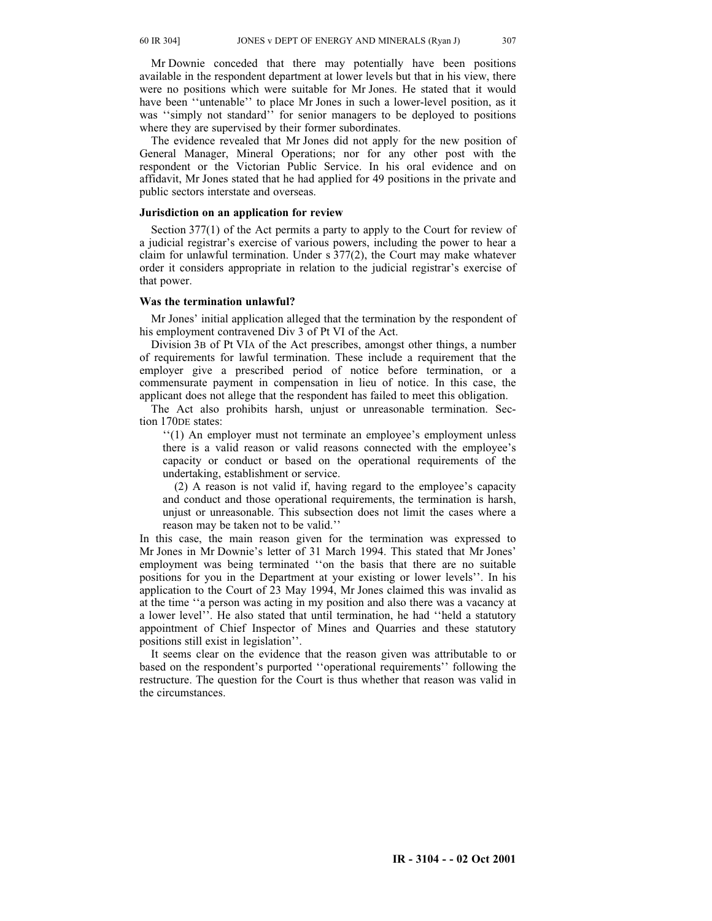Mr Downie conceded that there may potentially have been positions available in the respondent department at lower levels but that in his view, there were no positions which were suitable for Mr Jones. He stated that it would have been ''untenable'' to place Mr Jones in such a lower-level position, as it was ''simply not standard'' for senior managers to be deployed to positions where they are supervised by their former subordinates.

The evidence revealed that Mr Jones did not apply for the new position of General Manager, Mineral Operations; nor for any other post with the respondent or the Victorian Public Service. In his oral evidence and on affidavit, Mr Jones stated that he had applied for 49 positions in the private and public sectors interstate and overseas.

### Jurisdiction on an application for review

Section 377(1) of the Act permits a party to apply to the Court for review of a judicial registrar's exercise of various powers, including the power to hear a claim for unlawful termination. Under s 377(2), the Court may make whatever order it considers appropriate in relation to the judicial registrar's exercise of that power.

### Was the termination unlawful?

Mr Jones' initial application alleged that the termination by the respondent of his employment contravened Div 3 of Pt VI of the Act.

Division 3B of Pt VIA of the Act prescribes, amongst other things, a number of requirements for lawful termination. These include a requirement that the employer give a prescribed period of notice before termination, or a commensurate payment in compensation in lieu of notice. In this case, the applicant does not allege that the respondent has failed to meet this obligation.

The Act also prohibits harsh, unjust or unreasonable termination. Section 170DE states:

> ''(1) An employer must not terminate an employee's employment unless there is a valid reason or valid reasons connected with the employee's capacity or conduct or based on the operational requirements of the undertaking, establishment or service.
>
> (2) A reason is not valid if, having regard to the employee's capacity and conduct and those operational requirements, the termination is harsh, unjust or unreasonable. This subsection does not limit the cases where a reason may be taken not to be valid.''

In this case, the main reason given for the termination was expressed to Mr Jones in Mr Downie's letter of 31 March 1994. This stated that Mr Jones' employment was being terminated ''on the basis that there are no suitable positions for you in the Department at your existing or lower levels''. In his application to the Court of 23 May 1994, Mr Jones claimed this was invalid as at the time ''a person was acting in my position and also there was a vacancy at a lower level''. He also stated that until termination, he had ''held a statutory appointment of Chief Inspector of Mines and Quarries and these statutory positions still exist in legislation''.

It seems clear on the evidence that the reason given was attributable to or based on the respondent's purported ''operational requirements'' following the restructure. The question for the Court is thus whether that reason was valid in the circumstances.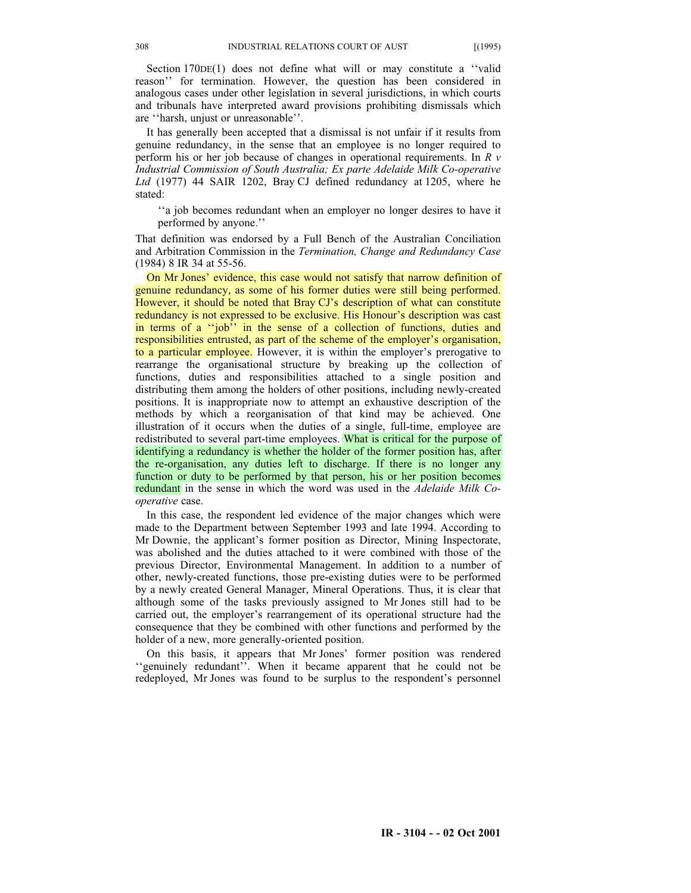Section 170DE(1) does not define what will or may constitute a ''valid reason'' for termination. However, the question has been considered in analogous cases under other legislation in several jurisdictions, in which courts and tribunals have interpreted award provisions prohibiting dismissals which are ''harsh, unjust or unreasonable''.

It has generally been accepted that a dismissal is not unfair if it results from genuine redundancy, in the sense that an employee is no longer required to perform his or her job because of changes in operational requirements. In *R v Industrial Commission of South Australia; Ex parte Adelaide Milk Co-operative Ltd* (1977) 44 SAIR 1202, Bray CJ defined redundancy at 1205, where he stated:

> ''a job becomes redundant when an employer no longer desires to have it performed by anyone.''

That definition was endorsed by a Full Bench of the Australian Conciliation and Arbitration Commission in the *Termination, Change and Redundancy Case* (1984) 8 IR 34 at 55-56.

On Mr Jones' evidence, this case would not satisfy that narrow definition of genuine redundancy, as some of his former duties were still being performed. However, it should be noted that Bray CJ's description of what can constitute redundancy is not expressed to be exclusive. His Honour's description was cast in terms of a ''job'' in the sense of a collection of functions, duties and responsibilities entrusted, as part of the scheme of the employer's organisation, to a particular employee. However, it is within the employer's prerogative to rearrange the organisational structure by breaking up the collection of functions, duties and responsibilities attached to a single position and distributing them among the holders of other positions, including newly-created positions. It is inappropriate now to attempt an exhaustive description of the methods by which a reorganisation of that kind may be achieved. One illustration of it occurs when the duties of a single, full-time, employee are redistributed to several part-time employees. What is critical for the purpose of identifying a redundancy is whether the holder of the former position has, after the re-organisation, any duties left to discharge. If there is no longer any function or duty to be performed by that person, his or her position becomes redundant in the sense in which the word was used in the *Adelaide Milk Co-operative* case.

In this case, the respondent led evidence of the major changes which were made to the Department between September 1993 and late 1994. According to Mr Downie, the applicant's former position as Director, Mining Inspectorate, was abolished and the duties attached to it were combined with those of the previous Director, Environmental Management. In addition to a number of other, newly-created functions, those pre-existing duties were to be performed by a newly created General Manager, Mineral Operations. Thus, it is clear that although some of the tasks previously assigned to Mr Jones still had to be carried out, the employer's rearrangement of its operational structure had the consequence that they be combined with other functions and performed by the holder of a new, more generally-oriented position.

On this basis, it appears that Mr Jones' former position was rendered ''genuinely redundant''. When it became apparent that he could not be redeployed, Mr Jones was found to be surplus to the respondent's personnel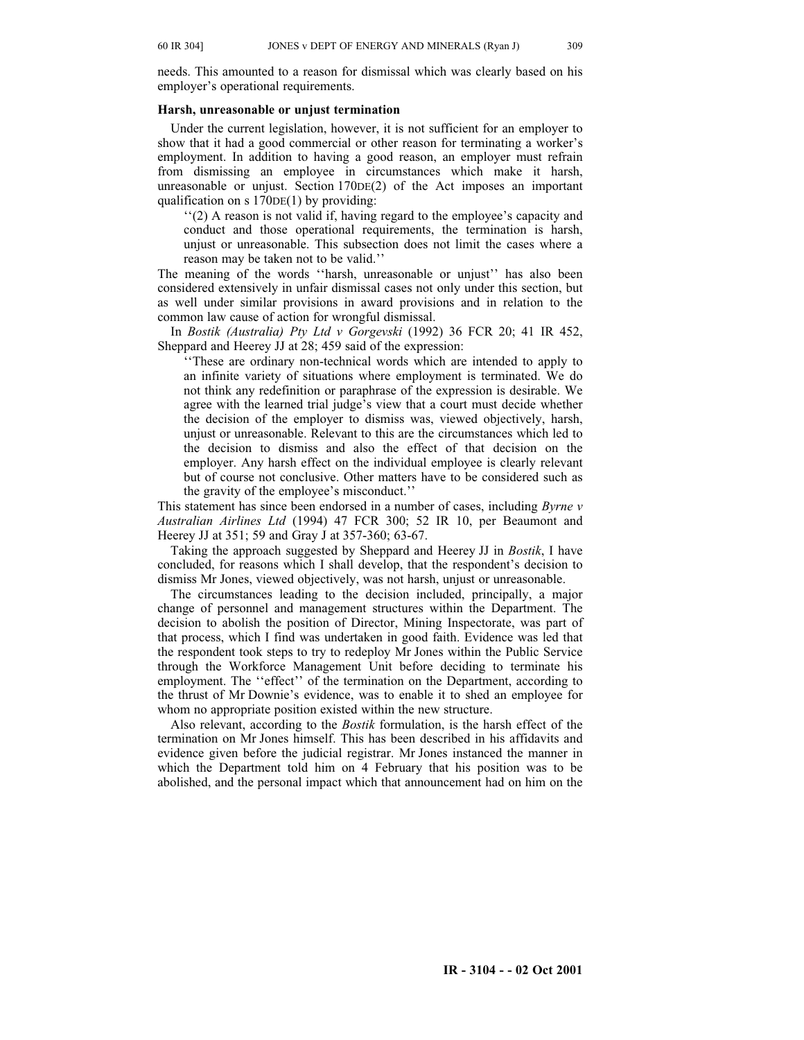needs. This amounted to a reason for dismissal which was clearly based on his employer's operational requirements.

**Harsh, unreasonable or unjust termination**

Under the current legislation, however, it is not sufficient for an employer to show that it had a good commercial or other reason for terminating a worker's employment. In addition to having a good reason, an employer must refrain from dismissing an employee in circumstances which make it harsh, unreasonable or unjust. Section 170DE(2) of the Act imposes an important qualification on s 170DE(1) by providing:

> ''(2) A reason is not valid if, having regard to the employee's capacity and conduct and those operational requirements, the termination is harsh, unjust or unreasonable. This subsection does not limit the cases where a reason may be taken not to be valid.''

The meaning of the words ''harsh, unreasonable or unjust'' has also been considered extensively in unfair dismissal cases not only under this section, but as well under similar provisions in award provisions and in relation to the common law cause of action for wrongful dismissal.

In *Bostik (Australia) Pty Ltd v Gorgevski* (1992) 36 FCR 20; 41 IR 452, Sheppard and Heerey JJ at 28; 459 said of the expression:

> ''These are ordinary non-technical words which are intended to apply to an infinite variety of situations where employment is terminated. We do not think any redefinition or paraphrase of the expression is desirable. We agree with the learned trial judge's view that a court must decide whether the decision of the employer to dismiss was, viewed objectively, harsh, unjust or unreasonable. Relevant to this are the circumstances which led to the decision to dismiss and also the effect of that decision on the employer. Any harsh effect on the individual employee is clearly relevant but of course not conclusive. Other matters have to be considered such as the gravity of the employee's misconduct.''

This statement has since been endorsed in a number of cases, including *Byrne v Australian Airlines Ltd* (1994) 47 FCR 300; 52 IR 10, per Beaumont and Heerey JJ at 351; 59 and Gray J at 357-360; 63-67.

Taking the approach suggested by Sheppard and Heerey JJ in *Bostik*, I have concluded, for reasons which I shall develop, that the respondent's decision to dismiss Mr Jones, viewed objectively, was not harsh, unjust or unreasonable.

The circumstances leading to the decision included, principally, a major change of personnel and management structures within the Department. The decision to abolish the position of Director, Mining Inspectorate, was part of that process, which I find was undertaken in good faith. Evidence was led that the respondent took steps to try to redeploy Mr Jones within the Public Service through the Workforce Management Unit before deciding to terminate his employment. The ''effect'' of the termination on the Department, according to the thrust of Mr Downie's evidence, was to enable it to shed an employee for whom no appropriate position existed within the new structure.

Also relevant, according to the *Bostik* formulation, is the harsh effect of the termination on Mr Jones himself. This has been described in his affidavits and evidence given before the judicial registrar. Mr Jones instanced the manner in which the Department told him on 4 February that his position was to be abolished, and the personal impact which that announcement had on him on the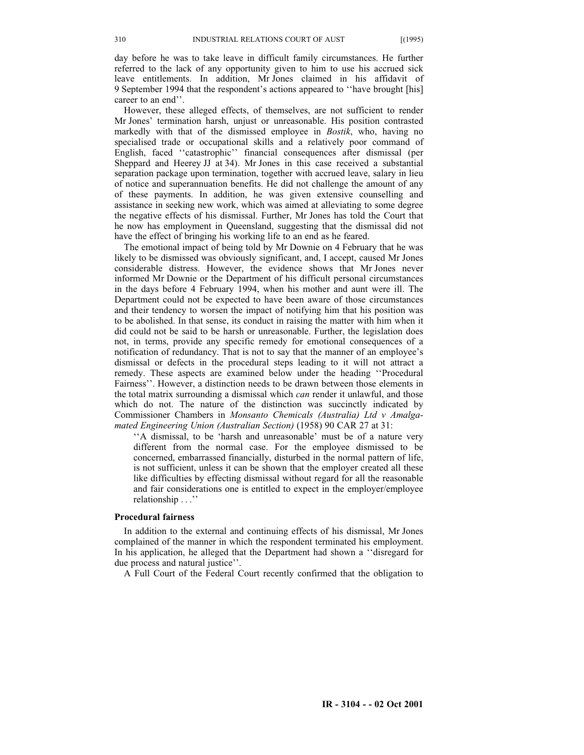day before he was to take leave in difficult family circumstances. He further referred to the lack of any opportunity given to him to use his accrued sick leave entitlements. In addition, Mr Jones claimed in his affidavit of 9 September 1994 that the respondent's actions appeared to ''have brought [his] career to an end''.

However, these alleged effects, of themselves, are not sufficient to render Mr Jones' termination harsh, unjust or unreasonable. His position contrasted markedly with that of the dismissed employee in *Bostik*, who, having no specialised trade or occupational skills and a relatively poor command of English, faced ''catastrophic'' financial consequences after dismissal (per Sheppard and Heerey JJ at 34). Mr Jones in this case received a substantial separation package upon termination, together with accrued leave, salary in lieu of notice and superannuation benefits. He did not challenge the amount of any of these payments. In addition, he was given extensive counselling and assistance in seeking new work, which was aimed at alleviating to some degree the negative effects of his dismissal. Further, Mr Jones has told the Court that he now has employment in Queensland, suggesting that the dismissal did not have the effect of bringing his working life to an end as he feared.

The emotional impact of being told by Mr Downie on 4 February that he was likely to be dismissed was obviously significant, and, I accept, caused Mr Jones considerable distress. However, the evidence shows that Mr Jones never informed Mr Downie or the Department of his difficult personal circumstances in the days before 4 February 1994, when his mother and aunt were ill. The Department could not be expected to have been aware of those circumstances and their tendency to worsen the impact of notifying him that his position was to be abolished. In that sense, its conduct in raising the matter with him when it did could not be said to be harsh or unreasonable. Further, the legislation does not, in terms, provide any specific remedy for emotional consequences of a notification of redundancy. That is not to say that the manner of an employee's dismissal or defects in the procedural steps leading to it will not attract a remedy. These aspects are examined below under the heading ''Procedural Fairness''. However, a distinction needs to be drawn between those elements in the total matrix surrounding a dismissal which *can* render it unlawful, and those which do not. The nature of the distinction was succinctly indicated by Commissioner Chambers in *Monsanto Chemicals (Australia) Ltd v Amalgamated Engineering Union (Australian Section)* (1958) 90 CAR 27 at 31:

> ''A dismissal, to be 'harsh and unreasonable' must be of a nature very different from the normal case. For the employee dismissed to be concerned, embarrassed financially, disturbed in the normal pattern of life, is not sufficient, unless it can be shown that the employer created all these like difficulties by effecting dismissal without regard for all the reasonable and fair considerations one is entitled to expect in the employer/employee relationship . . .''

**Procedural fairness**

In addition to the external and continuing effects of his dismissal, Mr Jones complained of the manner in which the respondent terminated his employment. In his application, he alleged that the Department had shown a ''disregard for due process and natural justice''.

A Full Court of the Federal Court recently confirmed that the obligation to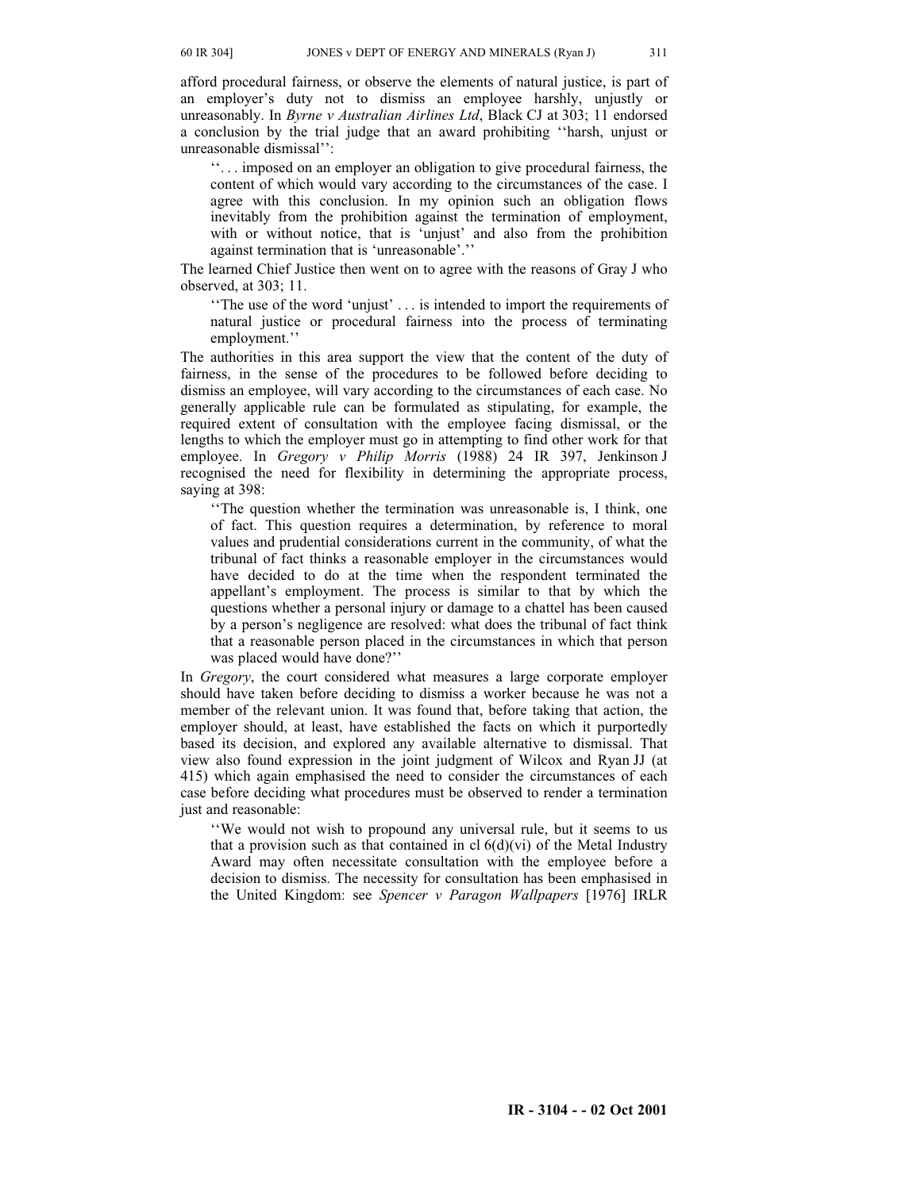afford procedural fairness, or observe the elements of natural justice, is part of an employer's duty not to dismiss an employee harshly, unjustly or unreasonably. In *Byrne v Australian Airlines Ltd*, Black CJ at 303; 11 endorsed a conclusion by the trial judge that an award prohibiting ''harsh, unjust or unreasonable dismissal'':

> ''. . . imposed on an employer an obligation to give procedural fairness, the content of which would vary according to the circumstances of the case. I agree with this conclusion. In my opinion such an obligation flows inevitably from the prohibition against the termination of employment, with or without notice, that is 'unjust' and also from the prohibition against termination that is 'unreasonable'.''

The learned Chief Justice then went on to agree with the reasons of Gray J who observed, at 303; 11.

> ''The use of the word 'unjust' . . . is intended to import the requirements of natural justice or procedural fairness into the process of terminating employment.''

The authorities in this area support the view that the content of the duty of fairness, in the sense of the procedures to be followed before deciding to dismiss an employee, will vary according to the circumstances of each case. No generally applicable rule can be formulated as stipulating, for example, the required extent of consultation with the employee facing dismissal, or the lengths to which the employer must go in attempting to find other work for that employee. In *Gregory v Philip Morris* (1988) 24 IR 397, Jenkinson J recognised the need for flexibility in determining the appropriate process, saying at 398:

> ''The question whether the termination was unreasonable is, I think, one of fact. This question requires a determination, by reference to moral values and prudential considerations current in the community, of what the tribunal of fact thinks a reasonable employer in the circumstances would have decided to do at the time when the respondent terminated the appellant's employment. The process is similar to that by which the questions whether a personal injury or damage to a chattel has been caused by a person's negligence are resolved: what does the tribunal of fact think that a reasonable person placed in the circumstances in which that person was placed would have done?''

In *Gregory*, the court considered what measures a large corporate employer should have taken before deciding to dismiss a worker because he was not a member of the relevant union. It was found that, before taking that action, the employer should, at least, have established the facts on which it purportedly based its decision, and explored any available alternative to dismissal. That view also found expression in the joint judgment of Wilcox and Ryan JJ (at 415) which again emphasised the need to consider the circumstances of each case before deciding what procedures must be observed to render a termination just and reasonable:

> ''We would not wish to propound any universal rule, but it seems to us that a provision such as that contained in cl 6(d)(vi) of the Metal Industry Award may often necessitate consultation with the employee before a decision to dismiss. The necessity for consultation has been emphasised in the United Kingdom: see *Spencer v Paragon Wallpapers* [1976] IRLR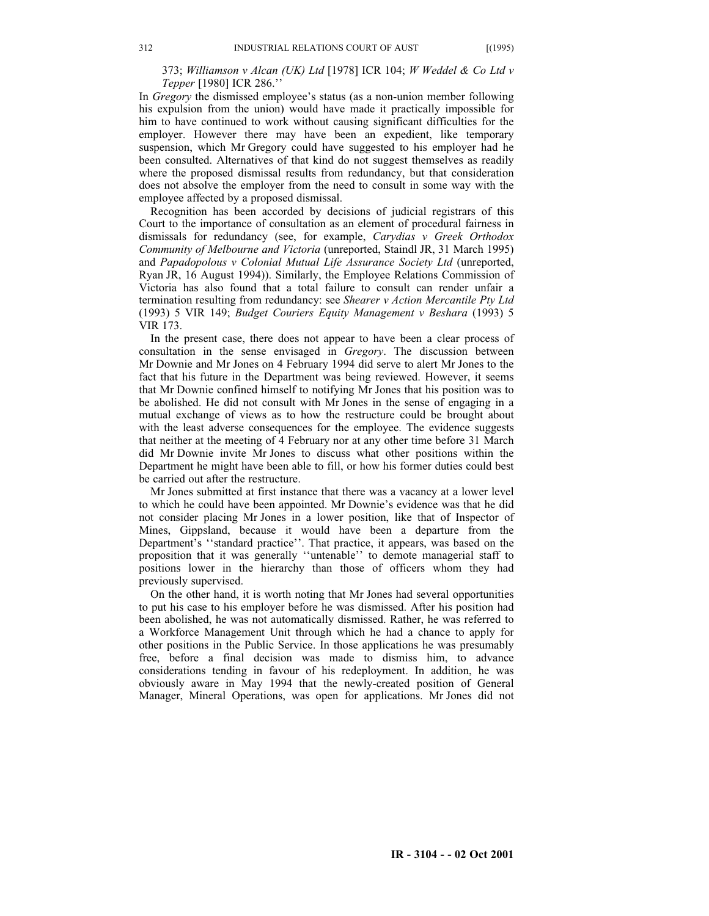373; *Williamson v Alcan (UK) Ltd* [1978] ICR 104; *W Weddel & Co Ltd v Tepper* [1980] ICR 286.''

In *Gregory* the dismissed employee's status (as a non-union member following his expulsion from the union) would have made it practically impossible for him to have continued to work without causing significant difficulties for the employer. However there may have been an expedient, like temporary suspension, which Mr Gregory could have suggested to his employer had he been consulted. Alternatives of that kind do not suggest themselves as readily where the proposed dismissal results from redundancy, but that consideration does not absolve the employer from the need to consult in some way with the employee affected by a proposed dismissal.

Recognition has been accorded by decisions of judicial registrars of this Court to the importance of consultation as an element of procedural fairness in dismissals for redundancy (see, for example, *Carydias v Greek Orthodox Community of Melbourne and Victoria* (unreported, Staindl JR, 31 March 1995) and *Papadopolous v Colonial Mutual Life Assurance Society Ltd* (unreported, Ryan JR, 16 August 1994)). Similarly, the Employee Relations Commission of Victoria has also found that a total failure to consult can render unfair a termination resulting from redundancy: see *Shearer v Action Mercantile Pty Ltd* (1993) 5 VIR 149; *Budget Couriers Equity Management v Beshara* (1993) 5 VIR 173.

In the present case, there does not appear to have been a clear process of consultation in the sense envisaged in *Gregory*. The discussion between Mr Downie and Mr Jones on 4 February 1994 did serve to alert Mr Jones to the fact that his future in the Department was being reviewed. However, it seems that Mr Downie confined himself to notifying Mr Jones that his position was to be abolished. He did not consult with Mr Jones in the sense of engaging in a mutual exchange of views as to how the restructure could be brought about with the least adverse consequences for the employee. The evidence suggests that neither at the meeting of 4 February nor at any other time before 31 March did Mr Downie invite Mr Jones to discuss what other positions within the Department he might have been able to fill, or how his former duties could best be carried out after the restructure.

Mr Jones submitted at first instance that there was a vacancy at a lower level to which he could have been appointed. Mr Downie's evidence was that he did not consider placing Mr Jones in a lower position, like that of Inspector of Mines, Gippsland, because it would have been a departure from the Department's ''standard practice''. That practice, it appears, was based on the proposition that it was generally ''untenable'' to demote managerial staff to positions lower in the hierarchy than those of officers whom they had previously supervised.

On the other hand, it is worth noting that Mr Jones had several opportunities to put his case to his employer before he was dismissed. After his position had been abolished, he was not automatically dismissed. Rather, he was referred to a Workforce Management Unit through which he had a chance to apply for other positions in the Public Service. In those applications he was presumably free, before a final decision was made to dismiss him, to advance considerations tending in favour of his redeployment. In addition, he was obviously aware in May 1994 that the newly-created position of General Manager, Mineral Operations, was open for applications. Mr Jones did not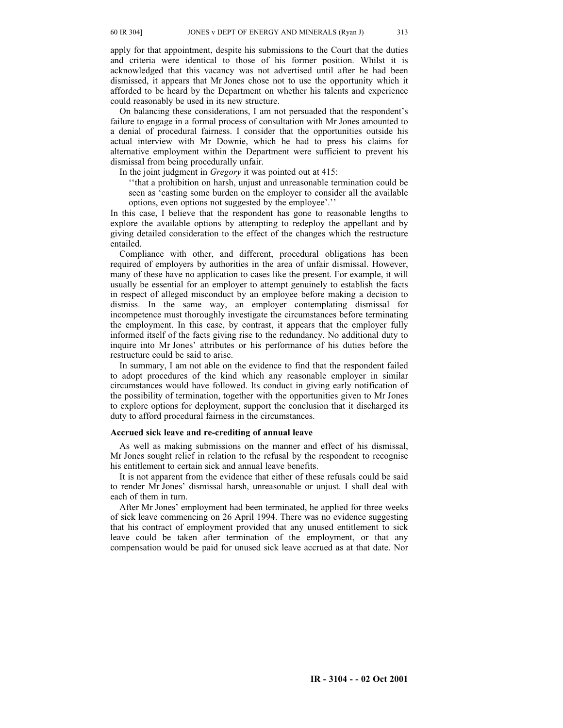apply for that appointment, despite his submissions to the Court that the duties and criteria were identical to those of his former position. Whilst it is acknowledged that this vacancy was not advertised until after he had been dismissed, it appears that Mr Jones chose not to use the opportunity which it afforded to be heard by the Department on whether his talents and experience could reasonably be used in its new structure.

On balancing these considerations, I am not persuaded that the respondent's failure to engage in a formal process of consultation with Mr Jones amounted to a denial of procedural fairness. I consider that the opportunities outside his actual interview with Mr Downie, which he had to press his claims for alternative employment within the Department were sufficient to prevent his dismissal from being procedurally unfair.

In the joint judgment in *Gregory* it was pointed out at 415:

> ''that a prohibition on harsh, unjust and unreasonable termination could be seen as 'casting some burden on the employer to consider all the available options, even options not suggested by the employee'.''

In this case, I believe that the respondent has gone to reasonable lengths to explore the available options by attempting to redeploy the appellant and by giving detailed consideration to the effect of the changes which the restructure entailed.

Compliance with other, and different, procedural obligations has been required of employers by authorities in the area of unfair dismissal. However, many of these have no application to cases like the present. For example, it will usually be essential for an employer to attempt genuinely to establish the facts in respect of alleged misconduct by an employee before making a decision to dismiss. In the same way, an employer contemplating dismissal for incompetence must thoroughly investigate the circumstances before terminating the employment. In this case, by contrast, it appears that the employer fully informed itself of the facts giving rise to the redundancy. No additional duty to inquire into Mr Jones' attributes or his performance of his duties before the restructure could be said to arise.

In summary, I am not able on the evidence to find that the respondent failed to adopt procedures of the kind which any reasonable employer in similar circumstances would have followed. Its conduct in giving early notification of the possibility of termination, together with the opportunities given to Mr Jones to explore options for deployment, support the conclusion that it discharged its duty to afford procedural fairness in the circumstances.

**Accrued sick leave and re-crediting of annual leave**

As well as making submissions on the manner and effect of his dismissal, Mr Jones sought relief in relation to the refusal by the respondent to recognise his entitlement to certain sick and annual leave benefits.

It is not apparent from the evidence that either of these refusals could be said to render Mr Jones' dismissal harsh, unreasonable or unjust. I shall deal with each of them in turn.

After Mr Jones' employment had been terminated, he applied for three weeks of sick leave commencing on 26 April 1994. There was no evidence suggesting that his contract of employment provided that any unused entitlement to sick leave could be taken after termination of the employment, or that any compensation would be paid for unused sick leave accrued as at that date. Nor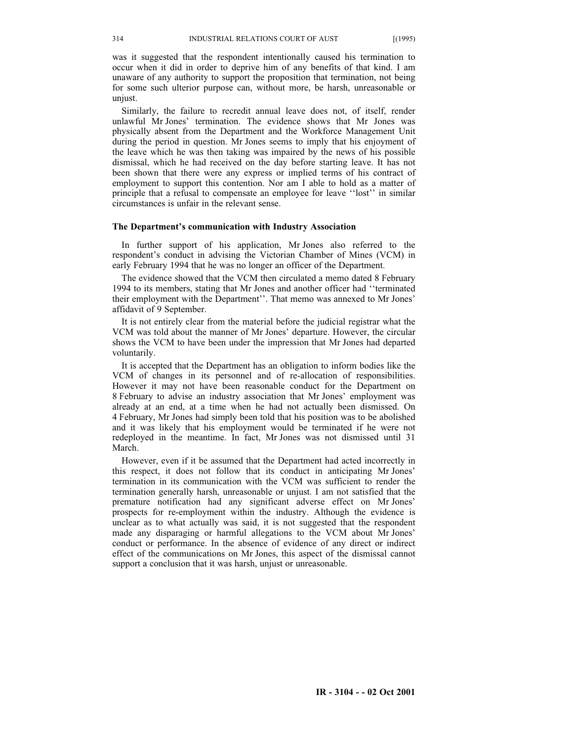was it suggested that the respondent intentionally caused his termination to occur when it did in order to deprive him of any benefits of that kind. I am unaware of any authority to support the proposition that termination, not being for some such ulterior purpose can, without more, be harsh, unreasonable or unjust.

Similarly, the failure to recredit annual leave does not, of itself, render unlawful Mr Jones' termination. The evidence shows that Mr Jones was physically absent from the Department and the Workforce Management Unit during the period in question. Mr Jones seems to imply that his enjoyment of the leave which he was then taking was impaired by the news of his possible dismissal, which he had received on the day before starting leave. It has not been shown that there were any express or implied terms of his contract of employment to support this contention. Nor am I able to hold as a matter of principle that a refusal to compensate an employee for leave ''lost'' in similar circumstances is unfair in the relevant sense.

### The Department's communication with Industry Association

In further support of his application, Mr Jones also referred to the respondent's conduct in advising the Victorian Chamber of Mines (VCM) in early February 1994 that he was no longer an officer of the Department.

The evidence showed that the VCM then circulated a memo dated 8 February 1994 to its members, stating that Mr Jones and another officer had ''terminated their employment with the Department''. That memo was annexed to Mr Jones' affidavit of 9 September.

It is not entirely clear from the material before the judicial registrar what the VCM was told about the manner of Mr Jones' departure. However, the circular shows the VCM to have been under the impression that Mr Jones had departed voluntarily.

It is accepted that the Department has an obligation to inform bodies like the VCM of changes in its personnel and of re-allocation of responsibilities. However it may not have been reasonable conduct for the Department on 8 February to advise an industry association that Mr Jones' employment was already at an end, at a time when he had not actually been dismissed. On 4 February, Mr Jones had simply been told that his position was to be abolished and it was likely that his employment would be terminated if he were not redeployed in the meantime. In fact, Mr Jones was not dismissed until 31 March.

However, even if it be assumed that the Department had acted incorrectly in this respect, it does not follow that its conduct in anticipating Mr Jones' termination in its communication with the VCM was sufficient to render the termination generally harsh, unreasonable or unjust. I am not satisfied that the premature notification had any significant adverse effect on Mr Jones' prospects for re-employment within the industry. Although the evidence is unclear as to what actually was said, it is not suggested that the respondent made any disparaging or harmful allegations to the VCM about Mr Jones' conduct or performance. In the absence of evidence of any direct or indirect effect of the communications on Mr Jones, this aspect of the dismissal cannot support a conclusion that it was harsh, unjust or unreasonable.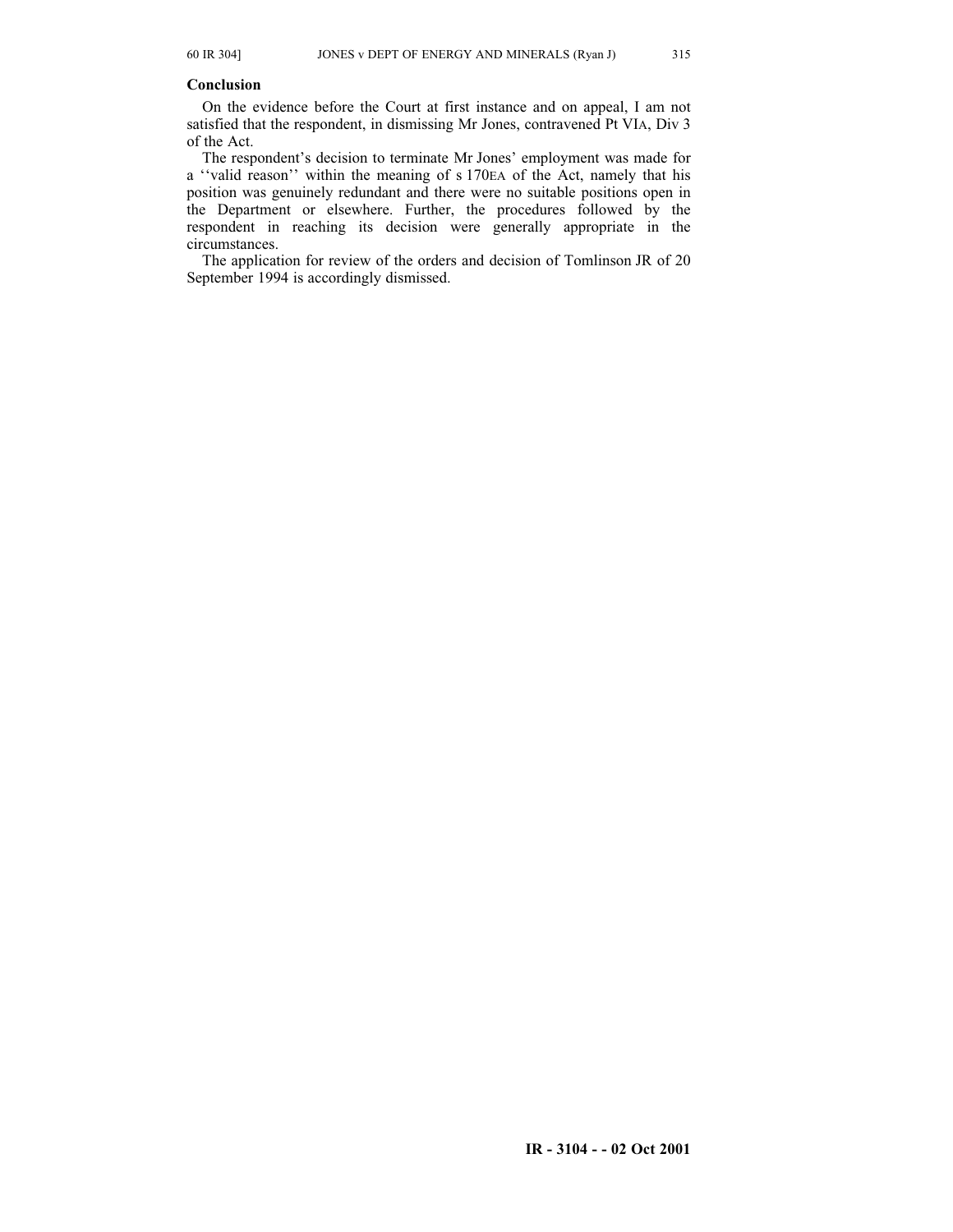**Conclusion**

On the evidence before the Court at first instance and on appeal, I am not satisfied that the respondent, in dismissing Mr Jones, contravened Pt VIA, Div 3 of the Act.

The respondent's decision to terminate Mr Jones' employment was made for a ''valid reason'' within the meaning of s 170EA of the Act, namely that his position was genuinely redundant and there were no suitable positions open in the Department or elsewhere. Further, the procedures followed by the respondent in reaching its decision were generally appropriate in the circumstances.

The application for review of the orders and decision of Tomlinson JR of 20 September 1994 is accordingly dismissed.